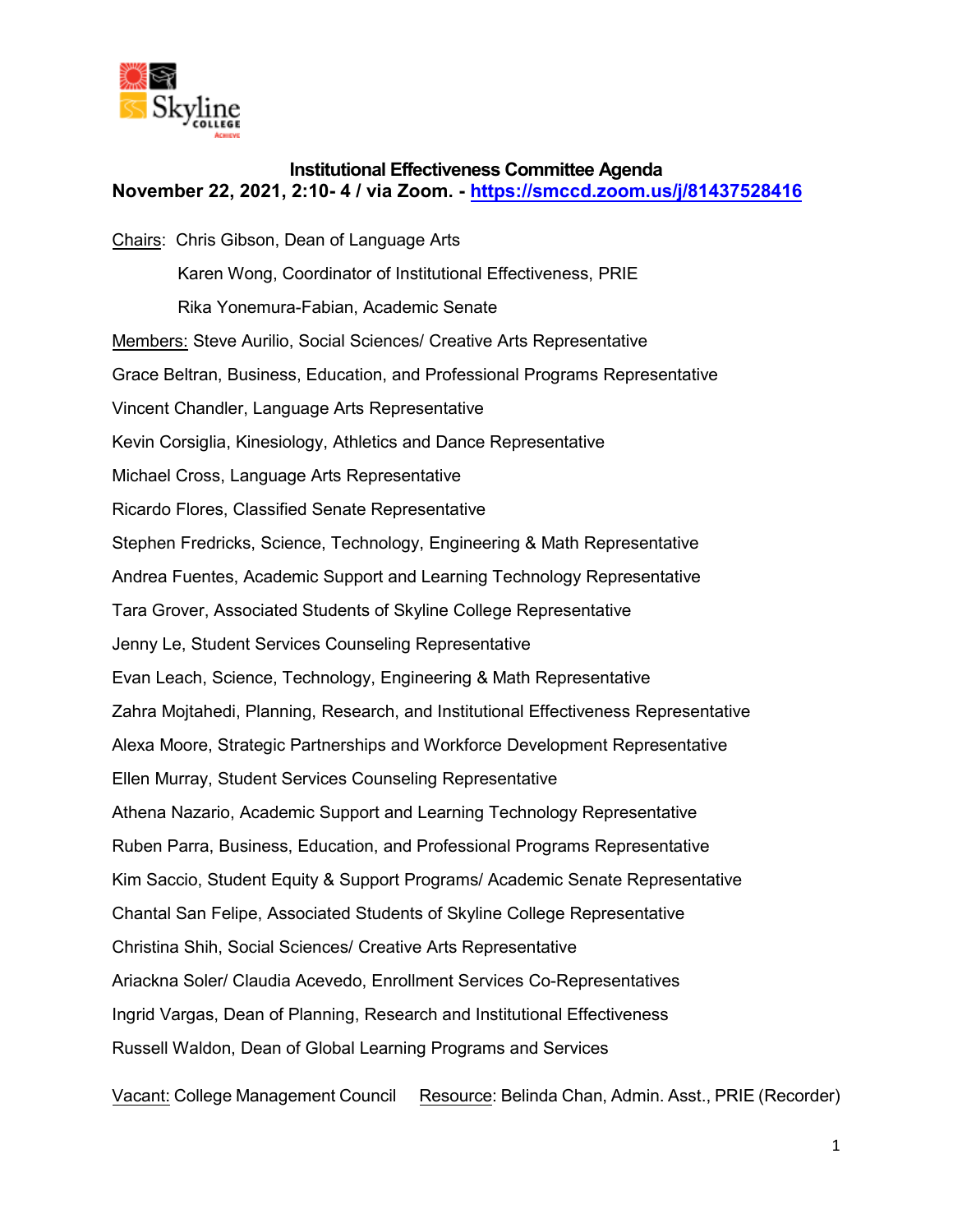# Institutional Effectiveness Committee Agenda

**November 22, 2021, 2:10- 4 / via Zoom. - https://smccd.zoom.us/j/81437528416**

Chairs: Chris Gibson, Dean of Language Arts

Karen Wong, Coordinator of Institutional Effectiveness, PRIE

Rika Yonemura-Fabian, Academic Senate

Members: Steve Aurilio, Social Sciences/ Creative Arts Representative

Grace Beltran, Business, Education, and Professional Programs Representative

Vincent Chandler, Language Arts Representative

Kevin Corsiglia, Kinesiology, Athletics and Dance Representative

Michael Cross, Language Arts Representative

Ricardo Flores, Classified Senate Representative

Stephen Fredricks, Science, Technology, Engineering & Math Representative

Andrea Fuentes, Academic Support and Learning Technology Representative

Tara Grover, Associated Students of Skyline College Representative

Jenny Le, Student Services Counseling Representative

Evan Leach, Science, Technology, Engineering & Math Representative

Zahra Mojtahedi, Planning, Research, and Institutional Effectiveness Representative

Alexa Moore, Strategic Partnerships and Workforce Development Representative

Ellen Murray, Student Services Counseling Representative

Athena Nazario, Academic Support and Learning Technology Representative

Ruben Parra, Business, Education, and Professional Programs Representative

Kim Saccio, Student Equity & Support Programs/ Academic Senate Representative

Chantal San Felipe, Associated Students of Skyline College Representative

Christina Shih, Social Sciences/ Creative Arts Representative

Ariackna Soler/ Claudia Acevedo, Enrollment Services Co-Representatives

Ingrid Vargas, Dean of Planning, Research and Institutional Effectiveness

Russell Waldon, Dean of Global Learning Programs and Services

Vacant: College Management Council    Resource: Belinda Chan, Admin. Asst., PRIE (Recorder)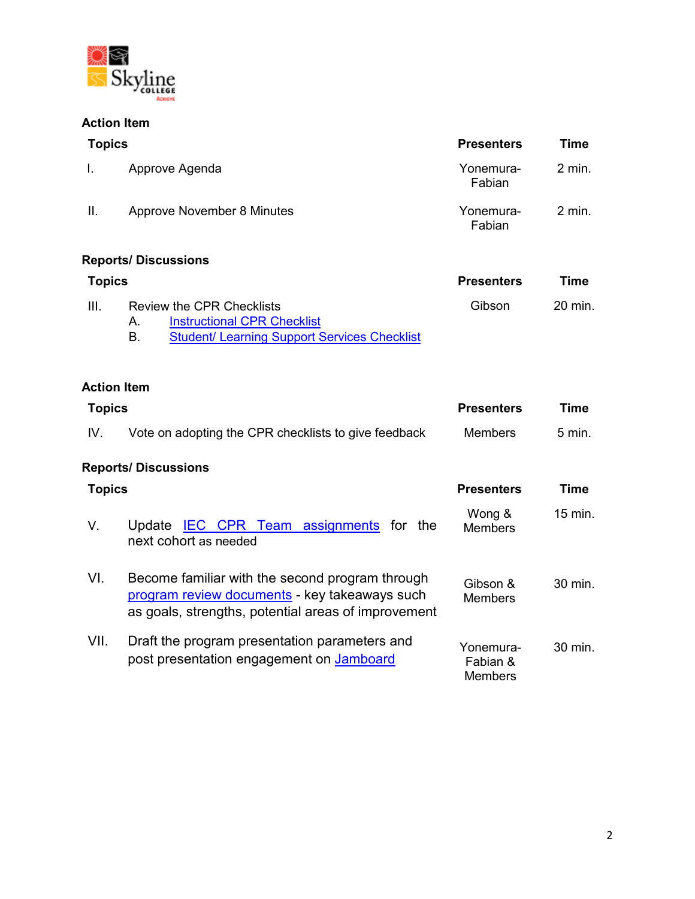### Action Item

| Topics | | Presenters | Time |
|---|---|---|---|
| I. | Approve Agenda | Yonemura-Fabian | 2 min. |
| II. | Approve November 8 Minutes | Yonemura-Fabian | 2 min. |

### Reports/ Discussions

| Topics | | Presenters | Time |
|---|---|---|---|
| III. | Review the CPR Checklists<br>A. Instructional CPR Checklist<br>B. Student/ Learning Support Services Checklist | Gibson | 20 min. |

### Action Item

| Topics | | Presenters | Time |
|---|---|---|---|
| IV. | Vote on adopting the CPR checklists to give feedback | Members | 5 min. |

### Reports/ Discussions

| Topics | | Presenters | Time |
|---|---|---|---|
| V. | Update IEC CPR Team assignments for the next cohort as needed | Wong & Members | 15 min. |
| VI. | Become familiar with the second program through program review documents - key takeaways such as goals, strengths, potential areas of improvement | Gibson & Members | 30 min. |
| VII. | Draft the program presentation parameters and post presentation engagement on Jamboard | Yonemura-Fabian & Members | 30 min. |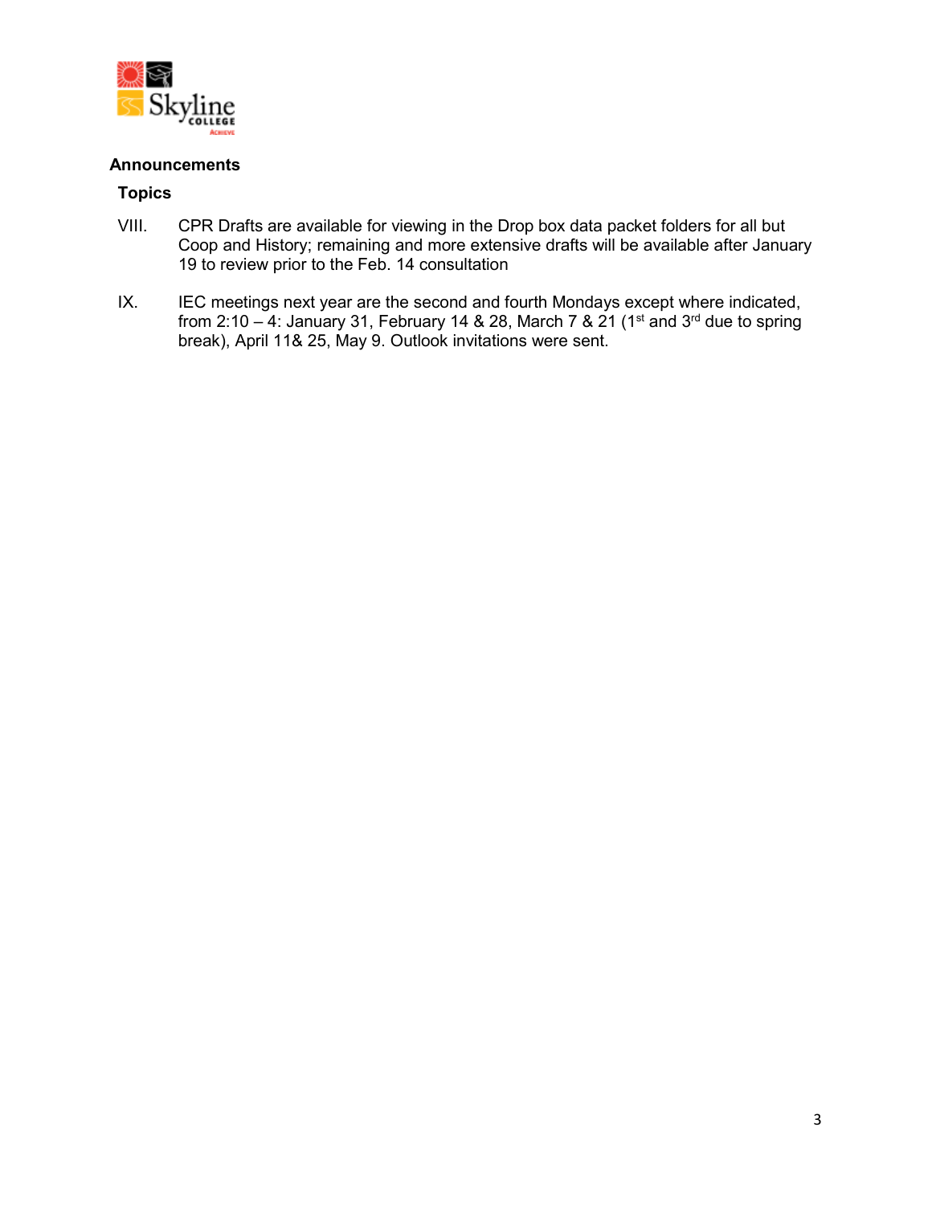**Announcements**

**Topics**

VIII. CPR Drafts are available for viewing in the Drop box data packet folders for all but Coop and History; remaining and more extensive drafts will be available after January 19 to review prior to the Feb. 14 consultation

IX. IEC meetings next year are the second and fourth Mondays except where indicated, from 2:10 – 4: January 31, February 14 & 28, March 7 & 21 (1st and 3rd due to spring break), April 11& 25, May 9. Outlook invitations were sent.